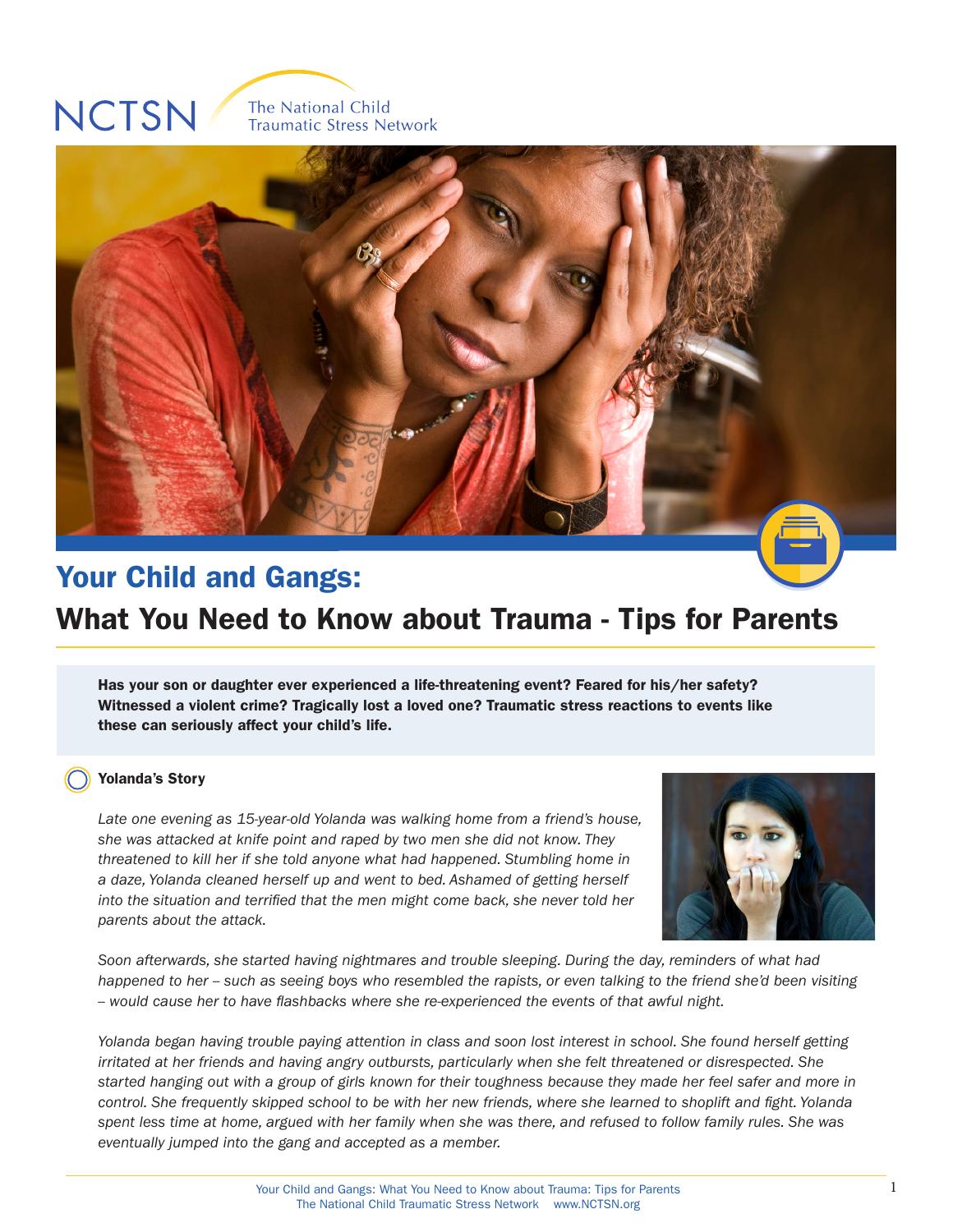NCTSN The National Child Traumatic Stress Network

# Your Child and Gangs:

## What You Need to Know about Trauma - Tips for Parents

**Has your son or daughter ever experienced a life-threatening event? Feared for his/her safety? Witnessed a violent crime? Tragically lost a loved one? Traumatic stress reactions to events like these can seriously affect your child's life.**

### Yolanda's Story

*Late one evening as 15-year-old Yolanda was walking home from a friend's house, she was attacked at knife point and raped by two men she did not know. They threatened to kill her if she told anyone what had happened. Stumbling home in a daze, Yolanda cleaned herself up and went to bed. Ashamed of getting herself into the situation and terrified that the men might come back, she never told her parents about the attack.*

*Soon afterwards, she started having nightmares and trouble sleeping. During the day, reminders of what had happened to her – such as seeing boys who resembled the rapists, or even talking to the friend she'd been visiting – would cause her to have flashbacks where she re-experienced the events of that awful night.*

*Yolanda began having trouble paying attention in class and soon lost interest in school. She found herself getting irritated at her friends and having angry outbursts, particularly when she felt threatened or disrespected. She started hanging out with a group of girls known for their toughness because they made her feel safer and more in control. She frequently skipped school to be with her new friends, where she learned to shoplift and fight. Yolanda spent less time at home, argued with her family when she was there, and refused to follow family rules. She was eventually jumped into the gang and accepted as a member.*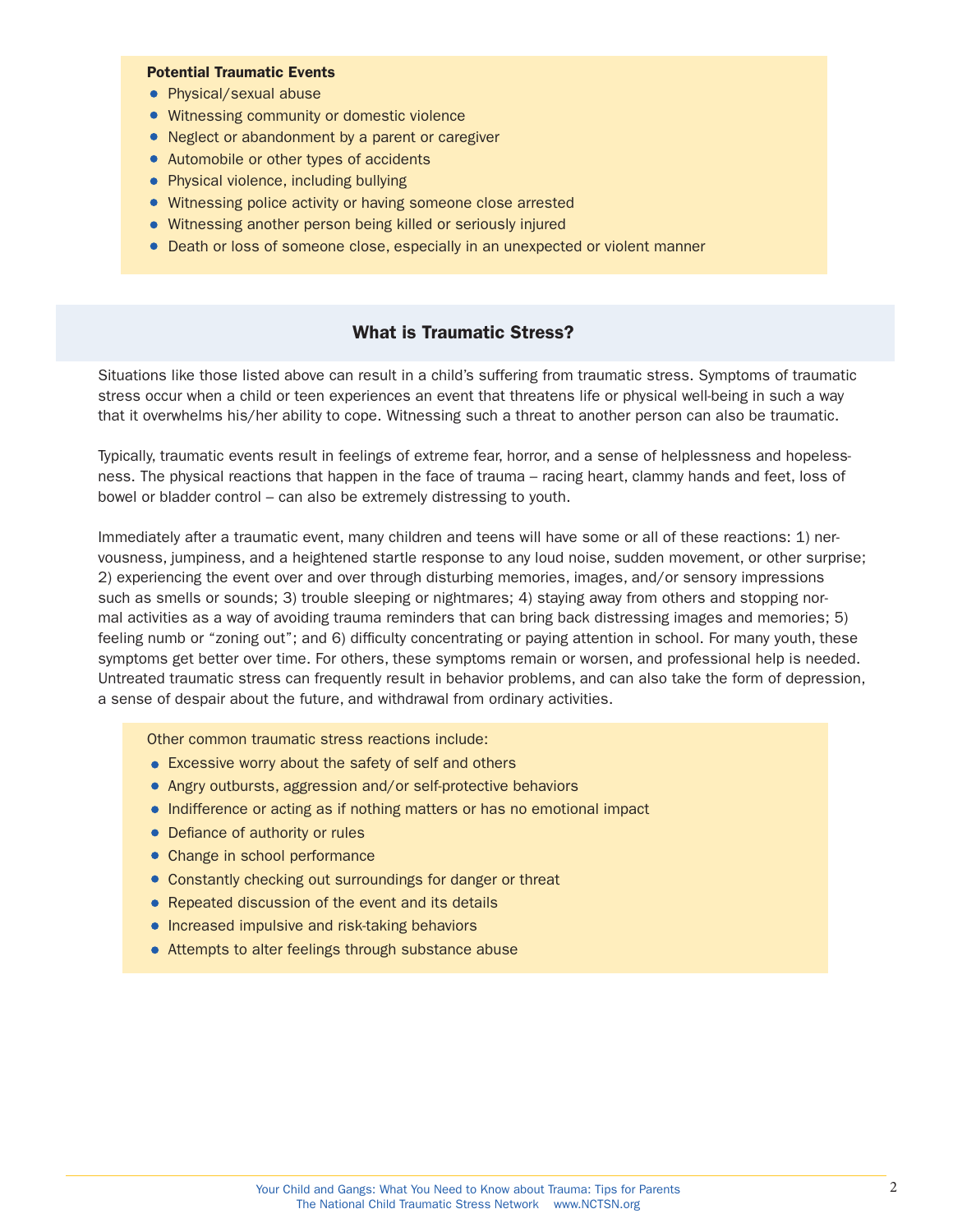**Potential Traumatic Events**

- Physical/sexual abuse
- Witnessing community or domestic violence
- Neglect or abandonment by a parent or caregiver
- Automobile or other types of accidents
- Physical violence, including bullying
- Witnessing police activity or having someone close arrested
- Witnessing another person being killed or seriously injured
- Death or loss of someone close, especially in an unexpected or violent manner

## What is Traumatic Stress?

Situations like those listed above can result in a child's suffering from traumatic stress. Symptoms of traumatic stress occur when a child or teen experiences an event that threatens life or physical well-being in such a way that it overwhelms his/her ability to cope. Witnessing such a threat to another person can also be traumatic.

Typically, traumatic events result in feelings of extreme fear, horror, and a sense of helplessness and hopelessness. The physical reactions that happen in the face of trauma – racing heart, clammy hands and feet, loss of bowel or bladder control – can also be extremely distressing to youth.

Immediately after a traumatic event, many children and teens will have some or all of these reactions: 1) nervousness, jumpiness, and a heightened startle response to any loud noise, sudden movement, or other surprise; 2) experiencing the event over and over through disturbing memories, images, and/or sensory impressions such as smells or sounds; 3) trouble sleeping or nightmares; 4) staying away from others and stopping normal activities as a way of avoiding trauma reminders that can bring back distressing images and memories; 5) feeling numb or "zoning out"; and 6) difficulty concentrating or paying attention in school. For many youth, these symptoms get better over time. For others, these symptoms remain or worsen, and professional help is needed. Untreated traumatic stress can frequently result in behavior problems, and can also take the form of depression, a sense of despair about the future, and withdrawal from ordinary activities.

Other common traumatic stress reactions include:

- Excessive worry about the safety of self and others
- Angry outbursts, aggression and/or self-protective behaviors
- Indifference or acting as if nothing matters or has no emotional impact
- Defiance of authority or rules
- Change in school performance
- Constantly checking out surroundings for danger or threat
- Repeated discussion of the event and its details
- Increased impulsive and risk-taking behaviors
- Attempts to alter feelings through substance abuse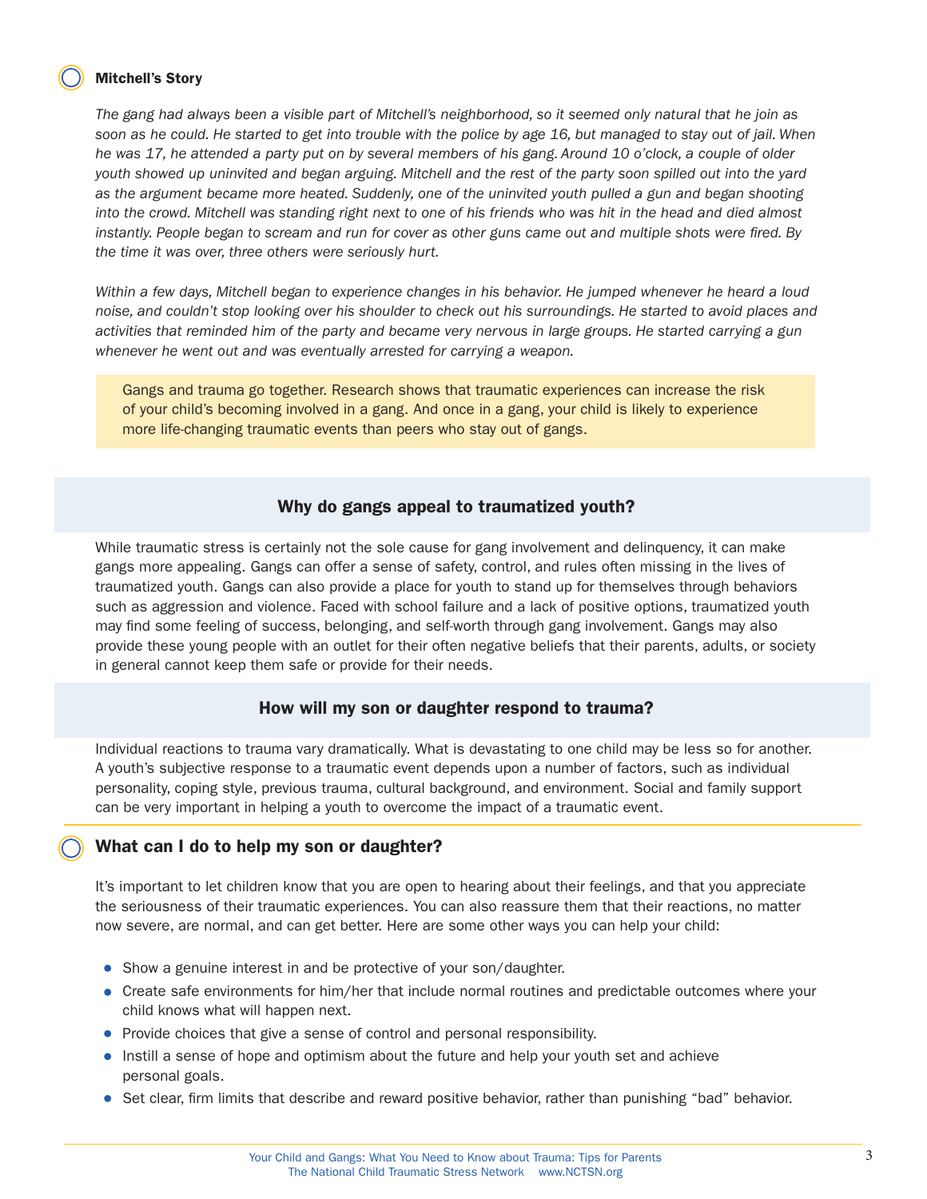### Mitchell's Story

*The gang had always been a visible part of Mitchell's neighborhood, so it seemed only natural that he join as soon as he could. He started to get into trouble with the police by age 16, but managed to stay out of jail. When he was 17, he attended a party put on by several members of his gang. Around 10 o'clock, a couple of older youth showed up uninvited and began arguing. Mitchell and the rest of the party soon spilled out into the yard as the argument became more heated. Suddenly, one of the uninvited youth pulled a gun and began shooting into the crowd. Mitchell was standing right next to one of his friends who was hit in the head and died almost instantly. People began to scream and run for cover as other guns came out and multiple shots were fired. By the time it was over, three others were seriously hurt.*

*Within a few days, Mitchell began to experience changes in his behavior. He jumped whenever he heard a loud noise, and couldn't stop looking over his shoulder to check out his surroundings. He started to avoid places and activities that reminded him of the party and became very nervous in large groups. He started carrying a gun whenever he went out and was eventually arrested for carrying a weapon.*

Gangs and trauma go together. Research shows that traumatic experiences can increase the risk of your child's becoming involved in a gang. And once in a gang, your child is likely to experience more life-changing traumatic events than peers who stay out of gangs.

## Why do gangs appeal to traumatized youth?

While traumatic stress is certainly not the sole cause for gang involvement and delinquency, it can make gangs more appealing. Gangs can offer a sense of safety, control, and rules often missing in the lives of traumatized youth. Gangs can also provide a place for youth to stand up for themselves through behaviors such as aggression and violence. Faced with school failure and a lack of positive options, traumatized youth may find some feeling of success, belonging, and self-worth through gang involvement. Gangs may also provide these young people with an outlet for their often negative beliefs that their parents, adults, or society in general cannot keep them safe or provide for their needs.

## How will my son or daughter respond to trauma?

Individual reactions to trauma vary dramatically. What is devastating to one child may be less so for another. A youth's subjective response to a traumatic event depends upon a number of factors, such as individual personality, coping style, previous trauma, cultural background, and environment. Social and family support can be very important in helping a youth to overcome the impact of a traumatic event.

### What can I do to help my son or daughter?

It's important to let children know that you are open to hearing about their feelings, and that you appreciate the seriousness of their traumatic experiences. You can also reassure them that their reactions, no matter now severe, are normal, and can get better. Here are some other ways you can help your child:

- Show a genuine interest in and be protective of your son/daughter.
- Create safe environments for him/her that include normal routines and predictable outcomes where your child knows what will happen next.
- Provide choices that give a sense of control and personal responsibility.
- Instill a sense of hope and optimism about the future and help your youth set and achieve personal goals.
- Set clear, firm limits that describe and reward positive behavior, rather than punishing "bad" behavior.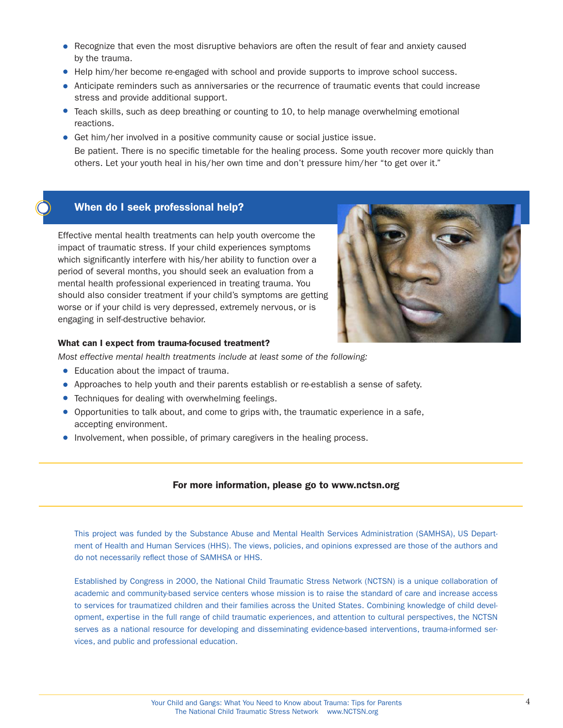- Recognize that even the most disruptive behaviors are often the result of fear and anxiety caused by the trauma.
- Help him/her become re-engaged with school and provide supports to improve school success.
- Anticipate reminders such as anniversaries or the recurrence of traumatic events that could increase stress and provide additional support.
- Teach skills, such as deep breathing or counting to 10, to help manage overwhelming emotional reactions.
- Get him/her involved in a positive community cause or social justice issue.

Be patient. There is no specific timetable for the healing process. Some youth recover more quickly than others. Let your youth heal in his/her own time and don't pressure him/her "to get over it."

## When do I seek professional help?

Effective mental health treatments can help youth overcome the impact of traumatic stress. If your child experiences symptoms which significantly interfere with his/her ability to function over a period of several months, you should seek an evaluation from a mental health professional experienced in treating trauma. You should also consider treatment if your child's symptoms are getting worse or if your child is very depressed, extremely nervous, or is engaging in self-destructive behavior.

### What can I expect from trauma-focused treatment?

*Most effective mental health treatments include at least some of the following:*

- Education about the impact of trauma.
- Approaches to help youth and their parents establish or re-establish a sense of safety.
- Techniques for dealing with overwhelming feelings.
- Opportunities to talk about, and come to grips with, the traumatic experience in a safe, accepting environment.
- Involvement, when possible, of primary caregivers in the healing process.

**For more information, please go to www.nctsn.org**

This project was funded by the Substance Abuse and Mental Health Services Administration (SAMHSA), US Department of Health and Human Services (HHS). The views, policies, and opinions expressed are those of the authors and do not necessarily reflect those of SAMHSA or HHS.

Established by Congress in 2000, the National Child Traumatic Stress Network (NCTSN) is a unique collaboration of academic and community-based service centers whose mission is to raise the standard of care and increase access to services for traumatized children and their families across the United States. Combining knowledge of child development, expertise in the full range of child traumatic experiences, and attention to cultural perspectives, the NCTSN serves as a national resource for developing and disseminating evidence-based interventions, trauma-informed services, and public and professional education.